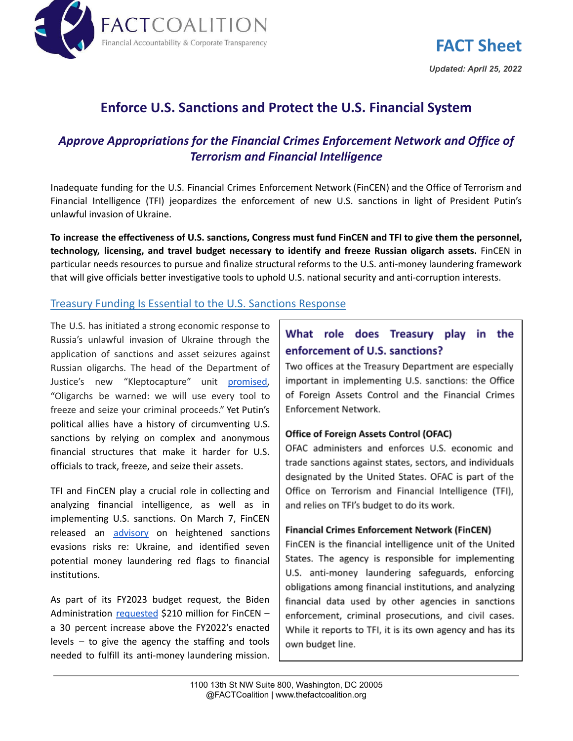FACTCOALITION
Financial Accountability & Corporate Transparency

**FACT Sheet**

***Updated: April 25, 2022***

# Enforce U.S. Sanctions and Protect the U.S. Financial System

## *Approve Appropriations for the Financial Crimes Enforcement Network and Office of Terrorism and Financial Intelligence*

Inadequate funding for the U.S. Financial Crimes Enforcement Network (FinCEN) and the Office of Terrorism and Financial Intelligence (TFI) jeopardizes the enforcement of new U.S. sanctions in light of President Putin's unlawful invasion of Ukraine.

**To increase the effectiveness of U.S. sanctions, Congress must fund FinCEN and TFI to give them the personnel, technology, licensing, and travel budget necessary to identify and freeze Russian oligarch assets.** FinCEN in particular needs resources to pursue and finalize structural reforms to the U.S. anti-money laundering framework that will give officials better investigative tools to uphold U.S. national security and anti-corruption interests.

### Treasury Funding Is Essential to the U.S. Sanctions Response

The U.S. has initiated a strong economic response to Russia's unlawful invasion of Ukraine through the application of sanctions and asset seizures against Russian oligarchs. The head of the Department of Justice's new "Kleptocapture" unit promised, "Oligarchs be warned: we will use every tool to freeze and seize your criminal proceeds." Yet Putin's political allies have a history of circumventing U.S. sanctions by relying on complex and anonymous financial structures that make it harder for U.S. officials to track, freeze, and seize their assets.

TFI and FinCEN play a crucial role in collecting and analyzing financial intelligence, as well as in implementing U.S. sanctions. On March 7, FinCEN released an advisory on heightened sanctions evasions risks re: Ukraine, and identified seven potential money laundering red flags to financial institutions.

As part of its FY2023 budget request, the Biden Administration requested $210 million for FinCEN – a 30 percent increase above the FY2022's enacted levels – to give the agency the staffing and tools needed to fulfill its anti-money laundering mission.

### What role does Treasury play in the enforcement of U.S. sanctions?

Two offices at the Treasury Department are especially important in implementing U.S. sanctions: the Office of Foreign Assets Control and the Financial Crimes Enforcement Network.

**Office of Foreign Assets Control (OFAC)**

OFAC administers and enforces U.S. economic and trade sanctions against states, sectors, and individuals designated by the United States. OFAC is part of the Office on Terrorism and Financial Intelligence (TFI), and relies on TFI's budget to do its work.

**Financial Crimes Enforcement Network (FinCEN)**

FinCEN is the financial intelligence unit of the United States. The agency is responsible for implementing U.S. anti-money laundering safeguards, enforcing obligations among financial institutions, and analyzing financial data used by other agencies in sanctions enforcement, criminal prosecutions, and civil cases. While it reports to TFI, it is its own agency and has its own budget line.

1100 13th St NW Suite 800, Washington, DC 20005
@FACTCoalition | www.thefactcoalition.org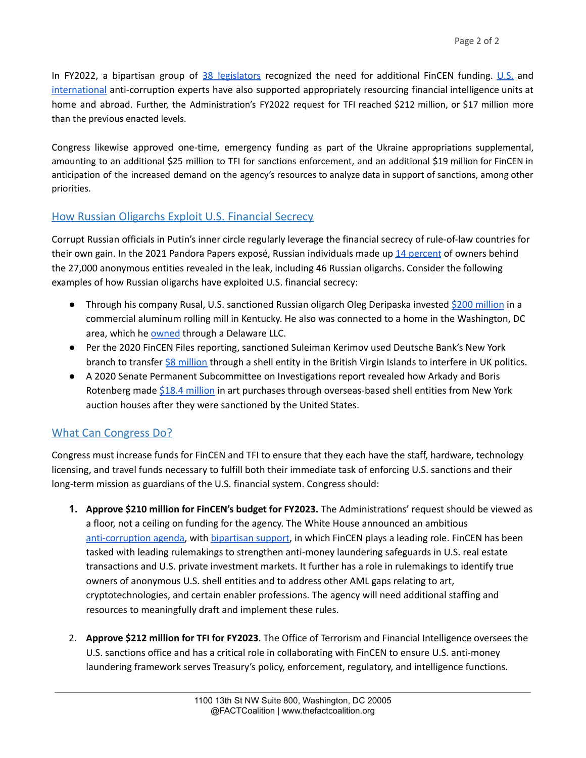In FY2022, a bipartisan group of 38 legislators recognized the need for additional FinCEN funding. U.S. and international anti-corruption experts have also supported appropriately resourcing financial intelligence units at home and abroad. Further, the Administration's FY2022 request for TFI reached $212 million, or $17 million more than the previous enacted levels.

Congress likewise approved one-time, emergency funding as part of the Ukraine appropriations supplemental, amounting to an additional $25 million to TFI for sanctions enforcement, and an additional $19 million for FinCEN in anticipation of the increased demand on the agency's resources to analyze data in support of sanctions, among other priorities.

## How Russian Oligarchs Exploit U.S. Financial Secrecy

Corrupt Russian officials in Putin's inner circle regularly leverage the financial secrecy of rule-of-law countries for their own gain. In the 2021 Pandora Papers exposé, Russian individuals made up 14 percent of owners behind the 27,000 anonymous entities revealed in the leak, including 46 Russian oligarchs. Consider the following examples of how Russian oligarchs have exploited U.S. financial secrecy:

- Through his company Rusal, U.S. sanctioned Russian oligarch Oleg Deripaska invested $200 million in a commercial aluminum rolling mill in Kentucky. He also was connected to a home in the Washington, DC area, which he owned through a Delaware LLC.
- Per the 2020 FinCEN Files reporting, sanctioned Suleiman Kerimov used Deutsche Bank's New York branch to transfer $8 million through a shell entity in the British Virgin Islands to interfere in UK politics.
- A 2020 Senate Permanent Subcommittee on Investigations report revealed how Arkady and Boris Rotenberg made $18.4 million in art purchases through overseas-based shell entities from New York auction houses after they were sanctioned by the United States.

## What Can Congress Do?

Congress must increase funds for FinCEN and TFI to ensure that they each have the staff, hardware, technology licensing, and travel funds necessary to fulfill both their immediate task of enforcing U.S. sanctions and their long-term mission as guardians of the U.S. financial system. Congress should:

1. **Approve $210 million for FinCEN's budget for FY2023.** The Administrations' request should be viewed as a floor, not a ceiling on funding for the agency. The White House announced an ambitious anti-corruption agenda, with bipartisan support, in which FinCEN plays a leading role. FinCEN has been tasked with leading rulemakings to strengthen anti-money laundering safeguards in U.S. real estate transactions and U.S. private investment markets. It further has a role in rulemakings to identify true owners of anonymous U.S. shell entities and to address other AML gaps relating to art, cryptotechnologies, and certain enabler professions. The agency will need additional staffing and resources to meaningfully draft and implement these rules.

2. **Approve $212 million for TFI for FY2023**. The Office of Terrorism and Financial Intelligence oversees the U.S. sanctions office and has a critical role in collaborating with FinCEN to ensure U.S. anti-money laundering framework serves Treasury's policy, enforcement, regulatory, and intelligence functions.

1100 13th St NW Suite 800, Washington, DC 20005
@FACTCoalition | www.thefactcoalition.org